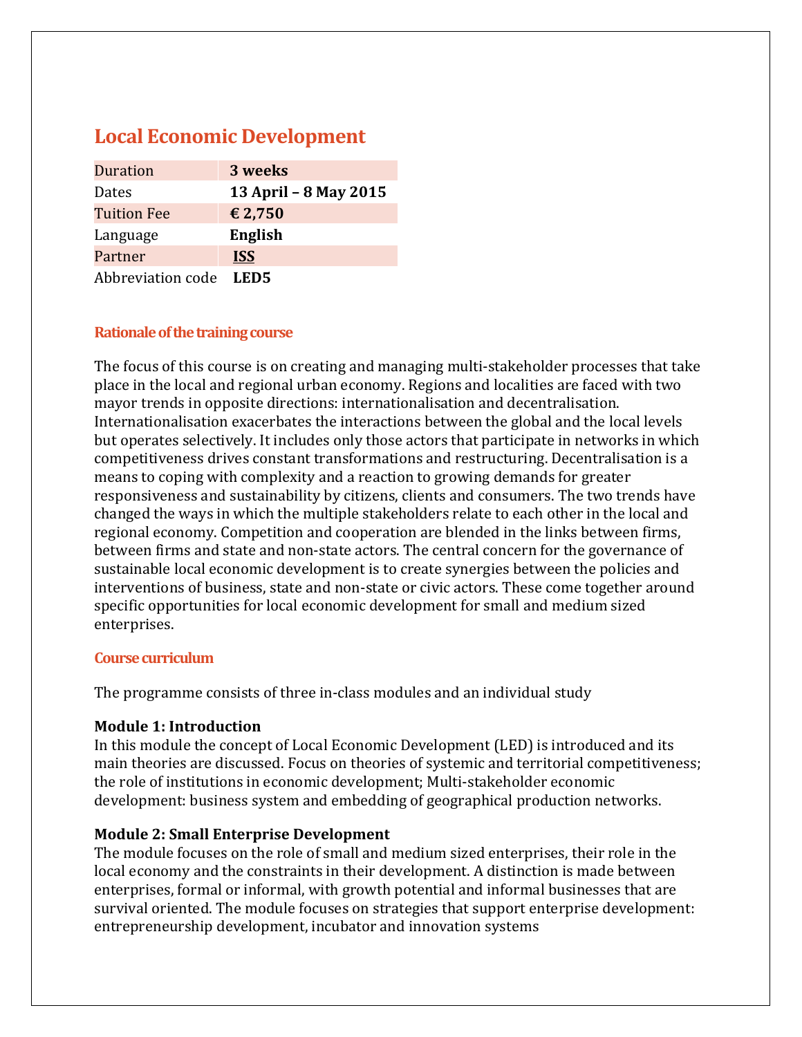# Local Economic Development

| Duration | **3 weeks** |
|---|---|
| Dates | **13 April – 8 May 2015** |
| Tuition Fee | **€ 2,750** |
| Language | **English** |
| Partner | **ISS** |
| Abbreviation code | **LED5** |

## Rationale of the training course

The focus of this course is on creating and managing multi-stakeholder processes that take place in the local and regional urban economy. Regions and localities are faced with two mayor trends in opposite directions: internationalisation and decentralisation. Internationalisation exacerbates the interactions between the global and the local levels but operates selectively. It includes only those actors that participate in networks in which competitiveness drives constant transformations and restructuring. Decentralisation is a means to coping with complexity and a reaction to growing demands for greater responsiveness and sustainability by citizens, clients and consumers. The two trends have changed the ways in which the multiple stakeholders relate to each other in the local and regional economy. Competition and cooperation are blended in the links between firms, between firms and state and non-state actors. The central concern for the governance of sustainable local economic development is to create synergies between the policies and interventions of business, state and non-state or civic actors. These come together around specific opportunities for local economic development for small and medium sized enterprises.

## Course curriculum

The programme consists of three in-class modules and an individual study

**Module 1: Introduction**
In this module the concept of Local Economic Development (LED) is introduced and its main theories are discussed. Focus on theories of systemic and territorial competitiveness; the role of institutions in economic development; Multi-stakeholder economic development: business system and embedding of geographical production networks.

**Module 2: Small Enterprise Development**
The module focuses on the role of small and medium sized enterprises, their role in the local economy and the constraints in their development. A distinction is made between enterprises, formal or informal, with growth potential and informal businesses that are survival oriented. The module focuses on strategies that support enterprise development: entrepreneurship development, incubator and innovation systems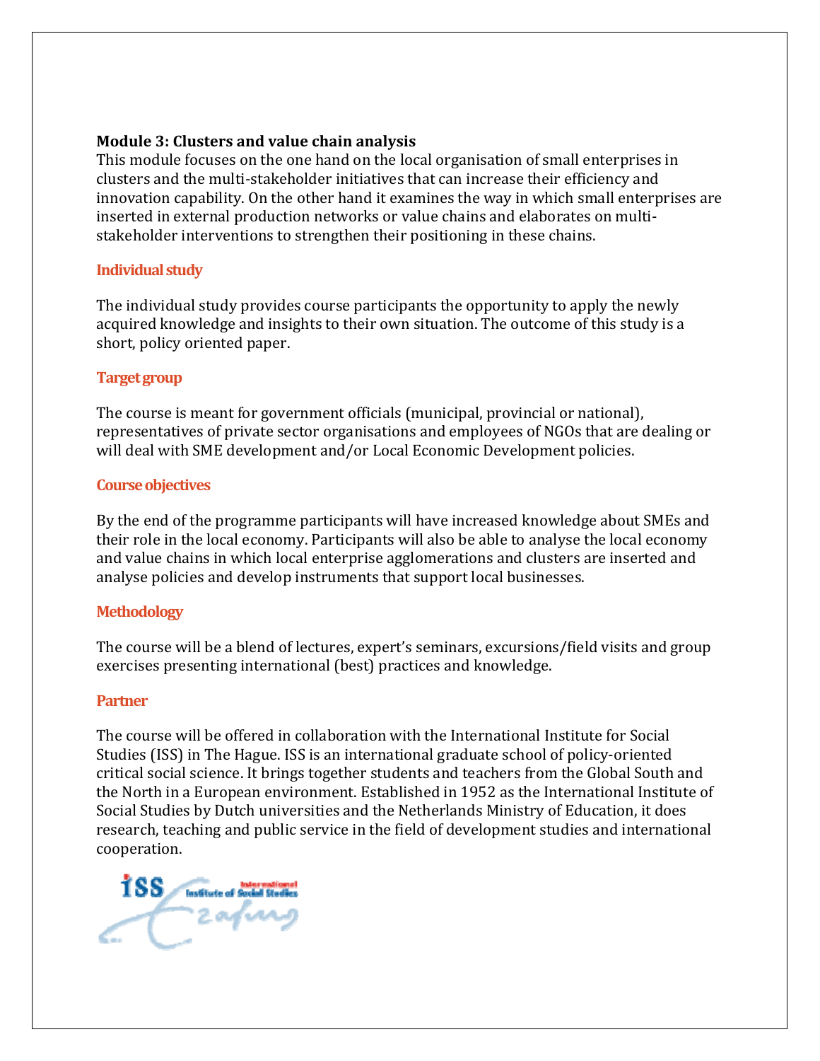**Module 3: Clusters and value chain analysis**
This module focuses on the one hand on the local organisation of small enterprises in clusters and the multi-stakeholder initiatives that can increase their efficiency and innovation capability. On the other hand it examines the way in which small enterprises are inserted in external production networks or value chains and elaborates on multi-stakeholder interventions to strengthen their positioning in these chains.

## Individual study

The individual study provides course participants the opportunity to apply the newly acquired knowledge and insights to their own situation. The outcome of this study is a short, policy oriented paper.

## Target group

The course is meant for government officials (municipal, provincial or national), representatives of private sector organisations and employees of NGOs that are dealing or will deal with SME development and/or Local Economic Development policies.

## Course objectives

By the end of the programme participants will have increased knowledge about SMEs and their role in the local economy. Participants will also be able to analyse the local economy and value chains in which local enterprise agglomerations and clusters are inserted and analyse policies and develop instruments that support local businesses.

## Methodology

The course will be a blend of lectures, expert's seminars, excursions/field visits and group exercises presenting international (best) practices and knowledge.

## Partner

The course will be offered in collaboration with the International Institute for Social Studies (ISS) in The Hague. ISS is an international graduate school of policy-oriented critical social science. It brings together students and teachers from the Global South and the North in a European environment. Established in 1952 as the International Institute of Social Studies by Dutch universities and the Netherlands Ministry of Education, it does research, teaching and public service in the field of development studies and international cooperation.